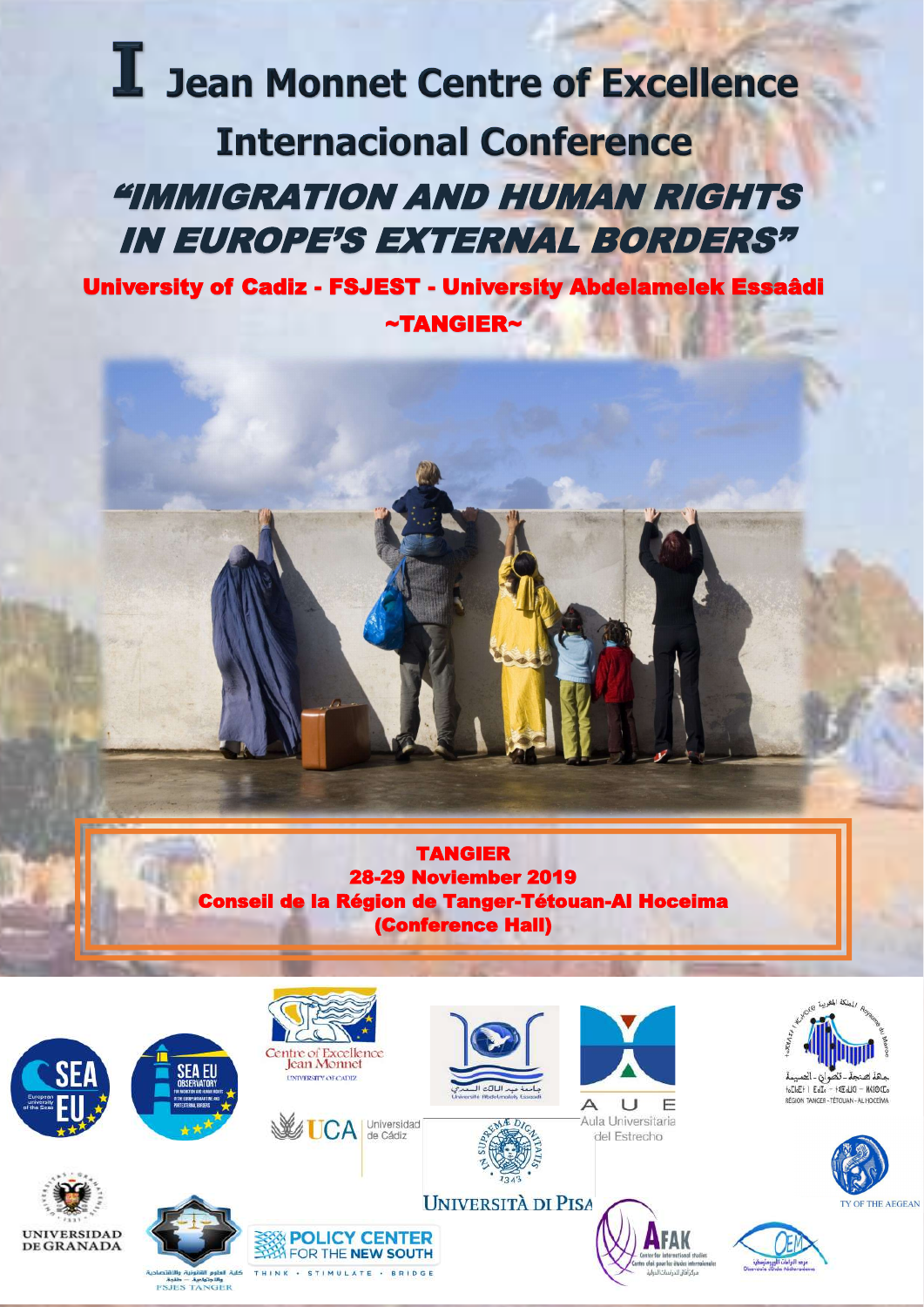# I Jean Monnet Centre of Excellence

## Internacional Conference

## *"IMMIGRATION AND HUMAN RIGHTS IN EUROPE'S EXTERNAL BORDERS"*

**University of Cadiz - FSJEST - University Abdelamelek Essaâdi**

**~TANGIER~**

**TANGIER**

**28-29 Noviember 2019**

**Conseil de la Région de Tanger-Tétouan-Al Hoceima**

**(Conference Hall)**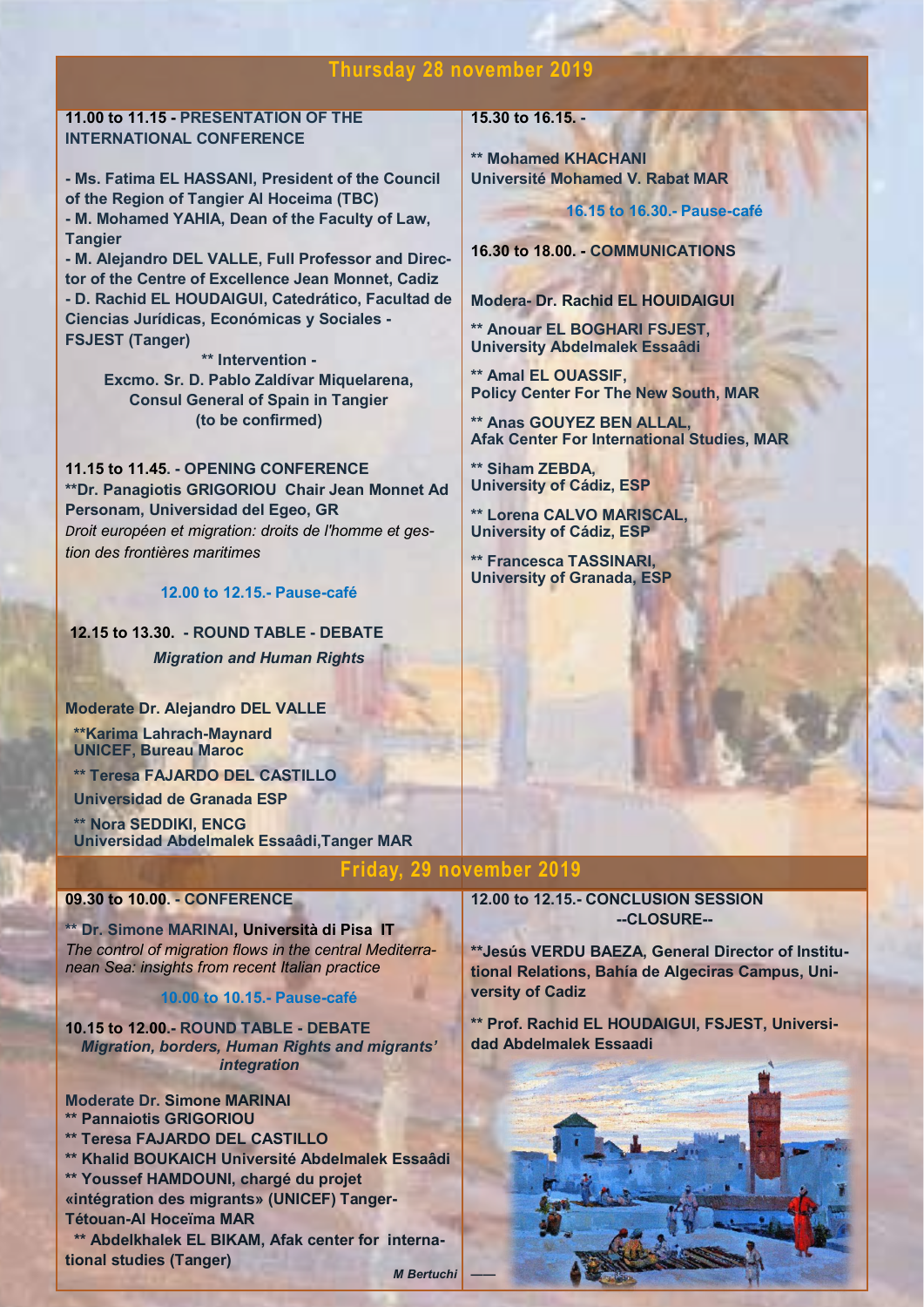## Thursday 28 november 2019

**11.00 to 11.15 - PRESENTATION OF THE INTERNATIONAL CONFERENCE**

**- Ms. Fatima EL HASSANI, President of the Council of the Region of Tangier Al Hoceima (TBC)**
**- M. Mohamed YAHIA, Dean of the Faculty of Law, Tangier**
**- M. Alejandro DEL VALLE, Full Professor and Director of the Centre of Excellence Jean Monnet, Cadiz**
**- D. Rachid EL HOUDAIGUI, Catedrático, Facultad de Ciencias Jurídicas, Económicas y Sociales - FSJEST (Tanger)**

**** Intervention -**
**Excmo. Sr. D. Pablo Zaldívar Miquelarena, Consul General of Spain in Tangier (to be confirmed)**

**11.15 to 11.45. - OPENING CONFERENCE**
****Dr. Panagiotis GRIGORIOU Chair Jean Monnet Ad Personam, Universidad del Egeo, GR**
*Droit européen et migration: droits de l'homme et gestion des frontières maritimes*

**12.00 to 12.15.- Pause-café**

**12.15 to 13.30. - ROUND TABLE - DEBATE**
***Migration and Human Rights***

**Moderate Dr. Alejandro DEL VALLE**

****Karima Lahrach-Maynard UNICEF, Bureau Maroc**

**** Teresa FAJARDO DEL CASTILLO Universidad de Granada ESP**

**** Nora SEDDIKI, ENCG Universidad Abdelmalek Essaâdi,Tanger MAR**

**15.30 to 16.15. -**

**** Mohamed KHACHANI Université Mohamed V. Rabat MAR**

**16.15 to 16.30.- Pause-café**

**16.30 to 18.00. - COMMUNICATIONS**

**Modera- Dr. Rachid EL HOUIDAIGUI**

**** Anouar EL BOGHARI FSJEST, University Abdelmalek Essaâdi**

**** Amal EL OUASSIF, Policy Center For The New South, MAR**

**** Anas GOUYEZ BEN ALLAL, Afak Center For International Studies, MAR**

**** Siham ZEBDA, University of Cádiz, ESP**

**** Lorena CALVO MARISCAL, University of Cádiz, ESP**

**** Francesca TASSINARI, University of Granada, ESP**

## Friday, 29 november 2019

**09.30 to 10.00. - CONFERENCE**

**** Dr. Simone MARINAI, Università di Pisa IT**
*The control of migration flows in the central Mediterranean Sea: insights from recent Italian practice*

**10.00 to 10.15.- Pause-café**

**10.15 to 12.00.- ROUND TABLE - DEBATE**
***Migration, borders, Human Rights and migrants' integration***

**Moderate Dr. Simone MARINAI**
**** Pannaiotis GRIGORIOU**
**** Teresa FAJARDO DEL CASTILLO**
**** Khalid BOUKAICH Université Abdelmalek Essaâdi**
**** Youssef HAMDOUNI, chargé du projet «intégration des migrants» (UNICEF) Tanger-Tétouan-Al Hoceïma MAR**
**** Abdelkhalek EL BIKAM, Afak center for international studies (Tanger)**

**12.00 to 12.15.- CONCLUSION SESSION --CLOSURE--**

****Jesús VERDU BAEZA, General Director of Institutional Relations, Bahía de Algeciras Campus, University of Cadiz**

**** Prof. Rachid EL HOUDAIGUI, FSJEST, Universidad Abdelmalek Essaadi**

*M Bertuchi* ——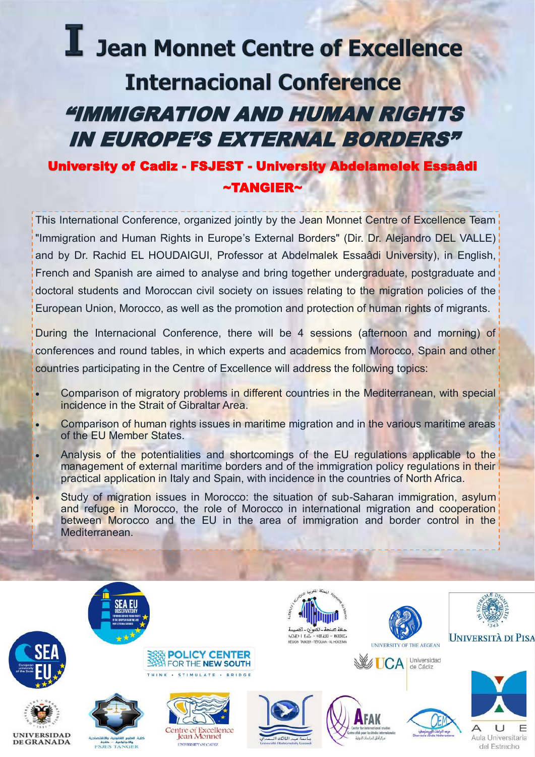# I Jean Monnet Centre of Excellence Internacional Conference

## *"IMMIGRATION AND HUMAN RIGHTS IN EUROPE'S EXTERNAL BORDERS"*

**University of Cadiz - FSJEST - University Abdelamelek Essaâdi**

**~TANGIER~**

This International Conference, organized jointly by the Jean Monnet Centre of Excellence Team "Immigration and Human Rights in Europe's External Borders" (Dir. Dr. Alejandro DEL VALLE) and by Dr. Rachid EL HOUDAIGUI, Professor at Abdelmalek Essaâdi University), in English, French and Spanish are aimed to analyse and bring together undergraduate, postgraduate and doctoral students and Moroccan civil society on issues relating to the migration policies of the European Union, Morocco, as well as the promotion and protection of human rights of migrants.

During the Internacional Conference, there will be 4 sessions (afternoon and morning) of conferences and round tables, in which experts and academics from Morocco, Spain and other countries participating in the Centre of Excellence will address the following topics:

- Comparison of migratory problems in different countries in the Mediterranean, with special incidence in the Strait of Gibraltar Area.
- Comparison of human rights issues in maritime migration and in the various maritime areas of the EU Member States.
- Analysis of the potentialities and shortcomings of the EU regulations applicable to the management of external maritime borders and of the immigration policy regulations in their practical application in Italy and Spain, with incidence in the countries of North Africa.
- Study of migration issues in Morocco: the situation of sub-Saharan immigration, asylum and refuge in Morocco, the role of Morocco in international migration and cooperation between Morocco and the EU in the area of immigration and border control in the Mediterranean.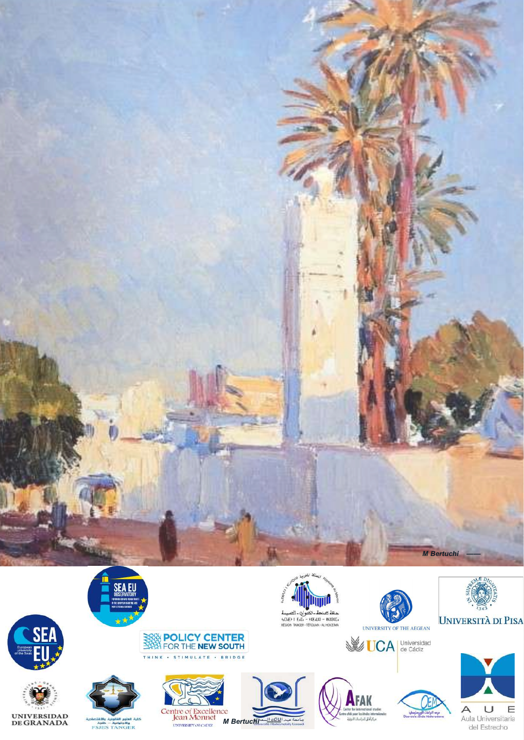M Bertuchi

SEA EU OBSERVATORY

SEA EU European university of the Seas

POLICY CENTER FOR THE NEW SOUTH

THINK • STIMULATE • BRIDGE

UNIVERSITY OF THE AEGEAN

UNIVERSITÀ DI PISA

UCA Universidad de Cádiz

UNIVERSIDAD DE GRANADA

FSJES TANGER

Centre of Excellence Jean Monnet UNIVERSITY OF CADIZ

M Bertuchi

AFAK Center for international studies

A U E Aula Universitaria del Estrecho